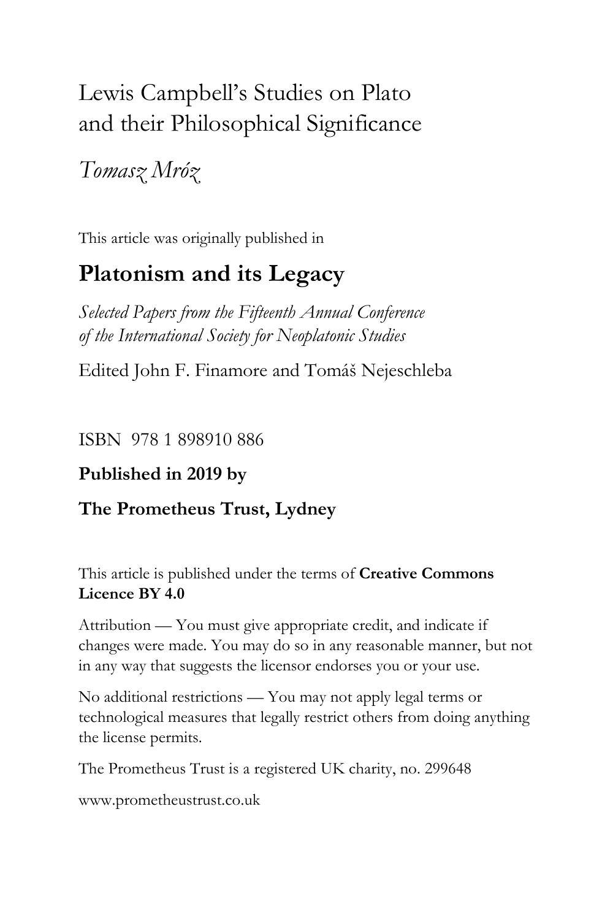# Lewis Campbell's Studies on Plato and their Philosophical Significance

*Tomasz Mróz*

This article was originally published in

## Platonism and its Legacy

*Selected Papers from the Fifteenth Annual Conference of the International Society for Neoplatonic Studies*

Edited John F. Finamore and Tomáš Nejeschleba

ISBN 978 1 898910 886

**Published in 2019 by**

**The Prometheus Trust, Lydney**

This article is published under the terms of **Creative Commons Licence BY 4.0**

Attribution — You must give appropriate credit, and indicate if changes were made. You may do so in any reasonable manner, but not in any way that suggests the licensor endorses you or your use.

No additional restrictions — You may not apply legal terms or technological measures that legally restrict others from doing anything the license permits.

The Prometheus Trust is a registered UK charity, no. 299648

www.prometheustrust.co.uk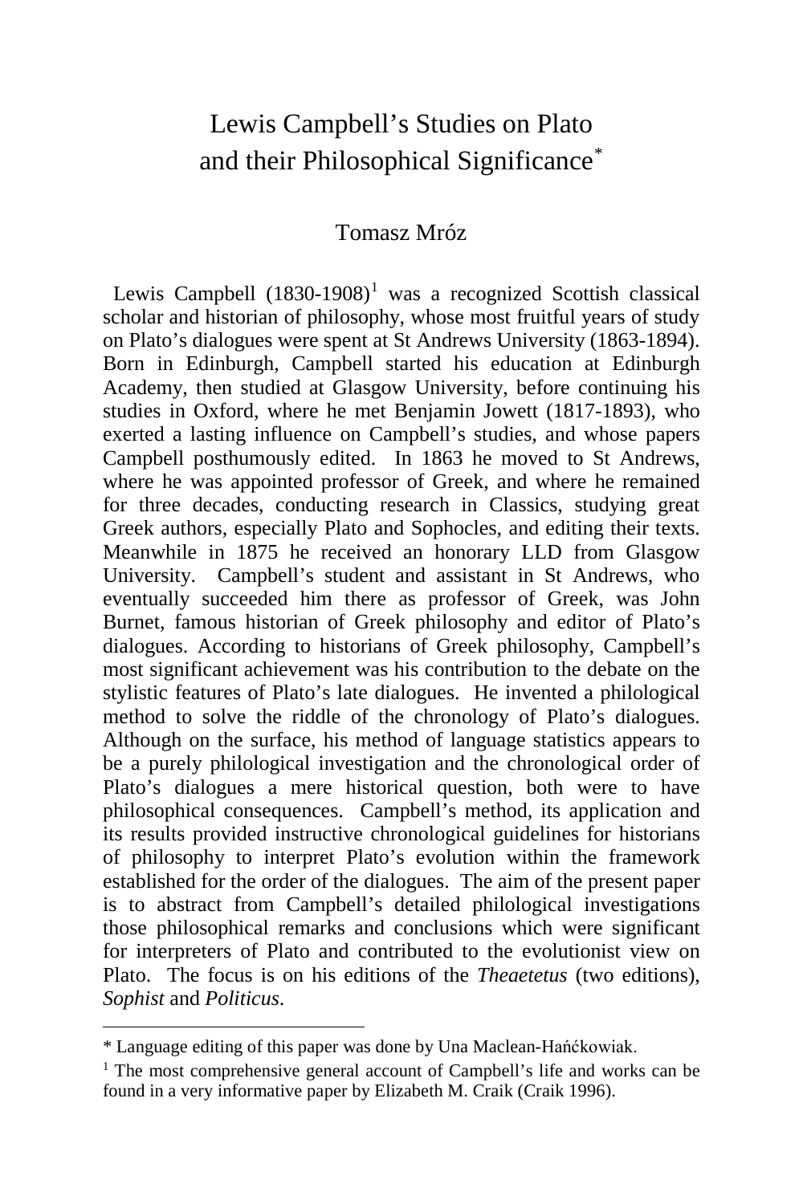# Lewis Campbell's Studies on Plato and their Philosophical Significance*

Tomasz Mróz

Lewis Campbell (1830-1908)[1] was a recognized Scottish classical scholar and historian of philosophy, whose most fruitful years of study on Plato's dialogues were spent at St Andrews University (1863-1894). Born in Edinburgh, Campbell started his education at Edinburgh Academy, then studied at Glasgow University, before continuing his studies in Oxford, where he met Benjamin Jowett (1817-1893), who exerted a lasting influence on Campbell's studies, and whose papers Campbell posthumously edited. In 1863 he moved to St Andrews, where he was appointed professor of Greek, and where he remained for three decades, conducting research in Classics, studying great Greek authors, especially Plato and Sophocles, and editing their texts. Meanwhile in 1875 he received an honorary LLD from Glasgow University. Campbell's student and assistant in St Andrews, who eventually succeeded him there as professor of Greek, was John Burnet, famous historian of Greek philosophy and editor of Plato's dialogues. According to historians of Greek philosophy, Campbell's most significant achievement was his contribution to the debate on the stylistic features of Plato's late dialogues. He invented a philological method to solve the riddle of the chronology of Plato's dialogues. Although on the surface, his method of language statistics appears to be a purely philological investigation and the chronological order of Plato's dialogues a mere historical question, both were to have philosophical consequences. Campbell's method, its application and its results provided instructive chronological guidelines for historians of philosophy to interpret Plato's evolution within the framework established for the order of the dialogues. The aim of the present paper is to abstract from Campbell's detailed philological investigations those philosophical remarks and conclusions which were significant for interpreters of Plato and contributed to the evolutionist view on Plato. The focus is on his editions of the *Theaetetus* (two editions), *Sophist* and *Politicus*.

---

* Language editing of this paper was done by Una Maclean-Hańćkowiak.

[1] The most comprehensive general account of Campbell's life and works can be found in a very informative paper by Elizabeth M. Craik (Craik 1996).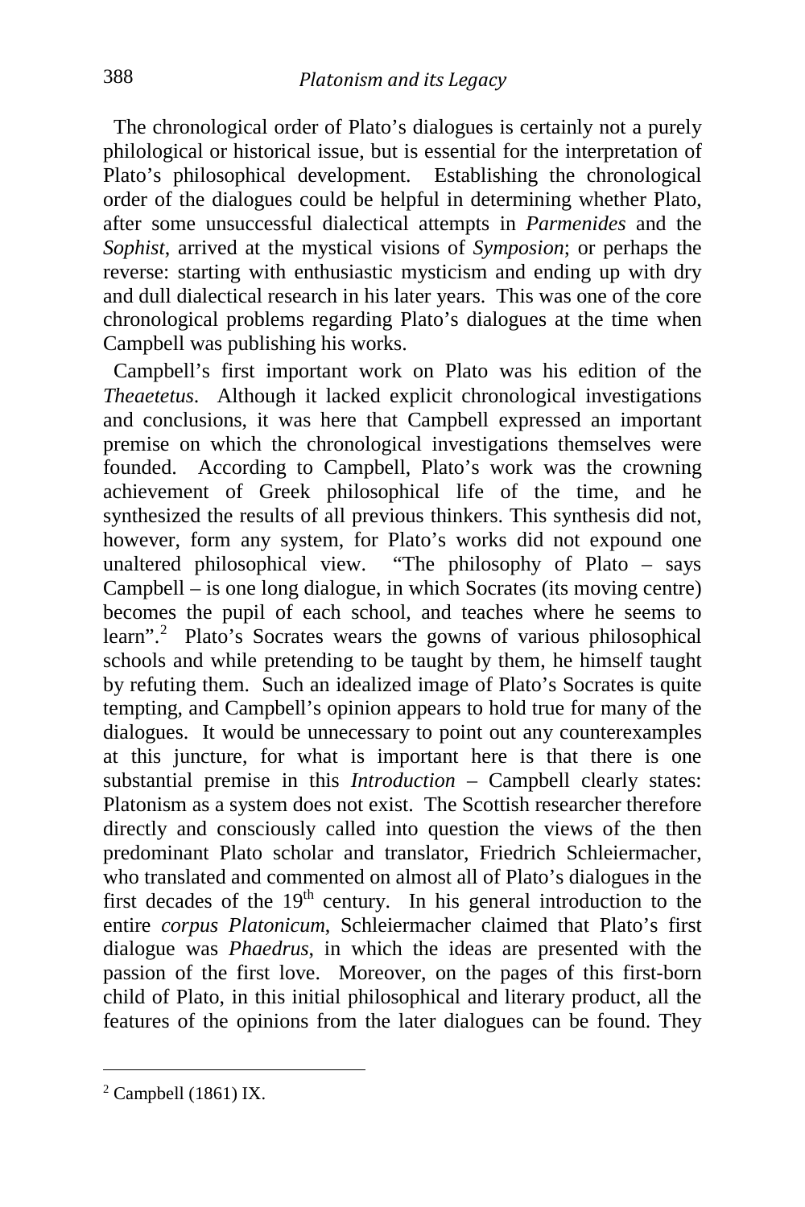The chronological order of Plato's dialogues is certainly not a purely philological or historical issue, but is essential for the interpretation of Plato's philosophical development. Establishing the chronological order of the dialogues could be helpful in determining whether Plato, after some unsuccessful dialectical attempts in *Parmenides* and the *Sophist*, arrived at the mystical visions of *Symposion*; or perhaps the reverse: starting with enthusiastic mysticism and ending up with dry and dull dialectical research in his later years. This was one of the core chronological problems regarding Plato's dialogues at the time when Campbell was publishing his works.

Campbell's first important work on Plato was his edition of the *Theaetetus*. Although it lacked explicit chronological investigations and conclusions, it was here that Campbell expressed an important premise on which the chronological investigations themselves were founded. According to Campbell, Plato's work was the crowning achievement of Greek philosophical life of the time, and he synthesized the results of all previous thinkers. This synthesis did not, however, form any system, for Plato's works did not expound one unaltered philosophical view. "The philosophy of Plato – says Campbell – is one long dialogue, in which Socrates (its moving centre) becomes the pupil of each school, and teaches where he seems to learn".[2] Plato's Socrates wears the gowns of various philosophical schools and while pretending to be taught by them, he himself taught by refuting them. Such an idealized image of Plato's Socrates is quite tempting, and Campbell's opinion appears to hold true for many of the dialogues. It would be unnecessary to point out any counterexamples at this juncture, for what is important here is that there is one substantial premise in this *Introduction* – Campbell clearly states: Platonism as a system does not exist. The Scottish researcher therefore directly and consciously called into question the views of the then predominant Plato scholar and translator, Friedrich Schleiermacher, who translated and commented on almost all of Plato's dialogues in the first decades of the 19th century. In his general introduction to the entire *corpus Platonicum*, Schleiermacher claimed that Plato's first dialogue was *Phaedrus*, in which the ideas are presented with the passion of the first love. Moreover, on the pages of this first-born child of Plato, in this initial philosophical and literary product, all the features of the opinions from the later dialogues can be found. They

[2] Campbell (1861) IX.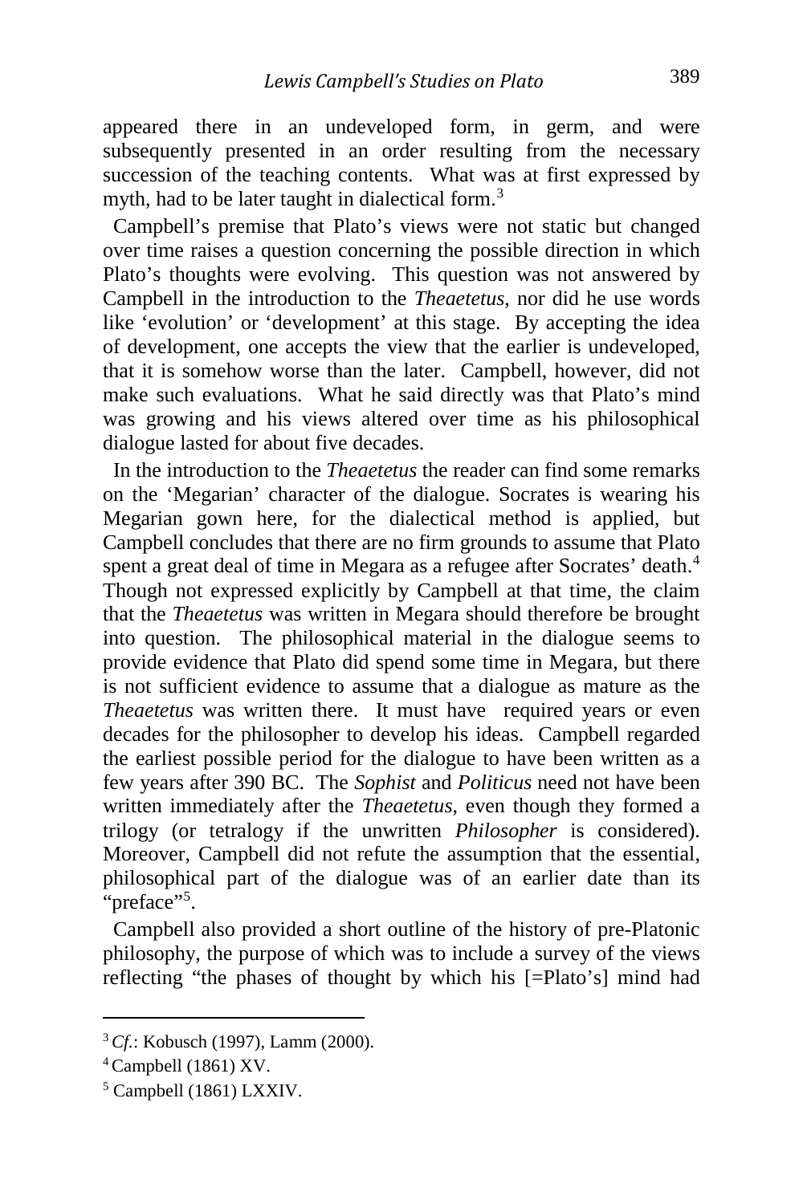appeared there in an undeveloped form, in germ, and were subsequently presented in an order resulting from the necessary succession of the teaching contents. What was at first expressed by myth, had to be later taught in dialectical form.[3]

Campbell's premise that Plato's views were not static but changed over time raises a question concerning the possible direction in which Plato's thoughts were evolving. This question was not answered by Campbell in the introduction to the *Theaetetus*, nor did he use words like 'evolution' or 'development' at this stage. By accepting the idea of development, one accepts the view that the earlier is undeveloped, that it is somehow worse than the later. Campbell, however, did not make such evaluations. What he said directly was that Plato's mind was growing and his views altered over time as his philosophical dialogue lasted for about five decades.

In the introduction to the *Theaetetus* the reader can find some remarks on the 'Megarian' character of the dialogue. Socrates is wearing his Megarian gown here, for the dialectical method is applied, but Campbell concludes that there are no firm grounds to assume that Plato spent a great deal of time in Megara as a refugee after Socrates' death.[4] Though not expressed explicitly by Campbell at that time, the claim that the *Theaetetus* was written in Megara should therefore be brought into question. The philosophical material in the dialogue seems to provide evidence that Plato did spend some time in Megara, but there is not sufficient evidence to assume that a dialogue as mature as the *Theaetetus* was written there. It must have required years or even decades for the philosopher to develop his ideas. Campbell regarded the earliest possible period for the dialogue to have been written as a few years after 390 BC. The *Sophist* and *Politicus* need not have been written immediately after the *Theaetetus*, even though they formed a trilogy (or tetralogy if the unwritten *Philosopher* is considered). Moreover, Campbell did not refute the assumption that the essential, philosophical part of the dialogue was of an earlier date than its "preface"[5].

Campbell also provided a short outline of the history of pre-Platonic philosophy, the purpose of which was to include a survey of the views reflecting "the phases of thought by which his [=Plato's] mind had

---

[3] *Cf.*: Kobusch (1997), Lamm (2000).

[4] Campbell (1861) XV.

[5] Campbell (1861) LXXIV.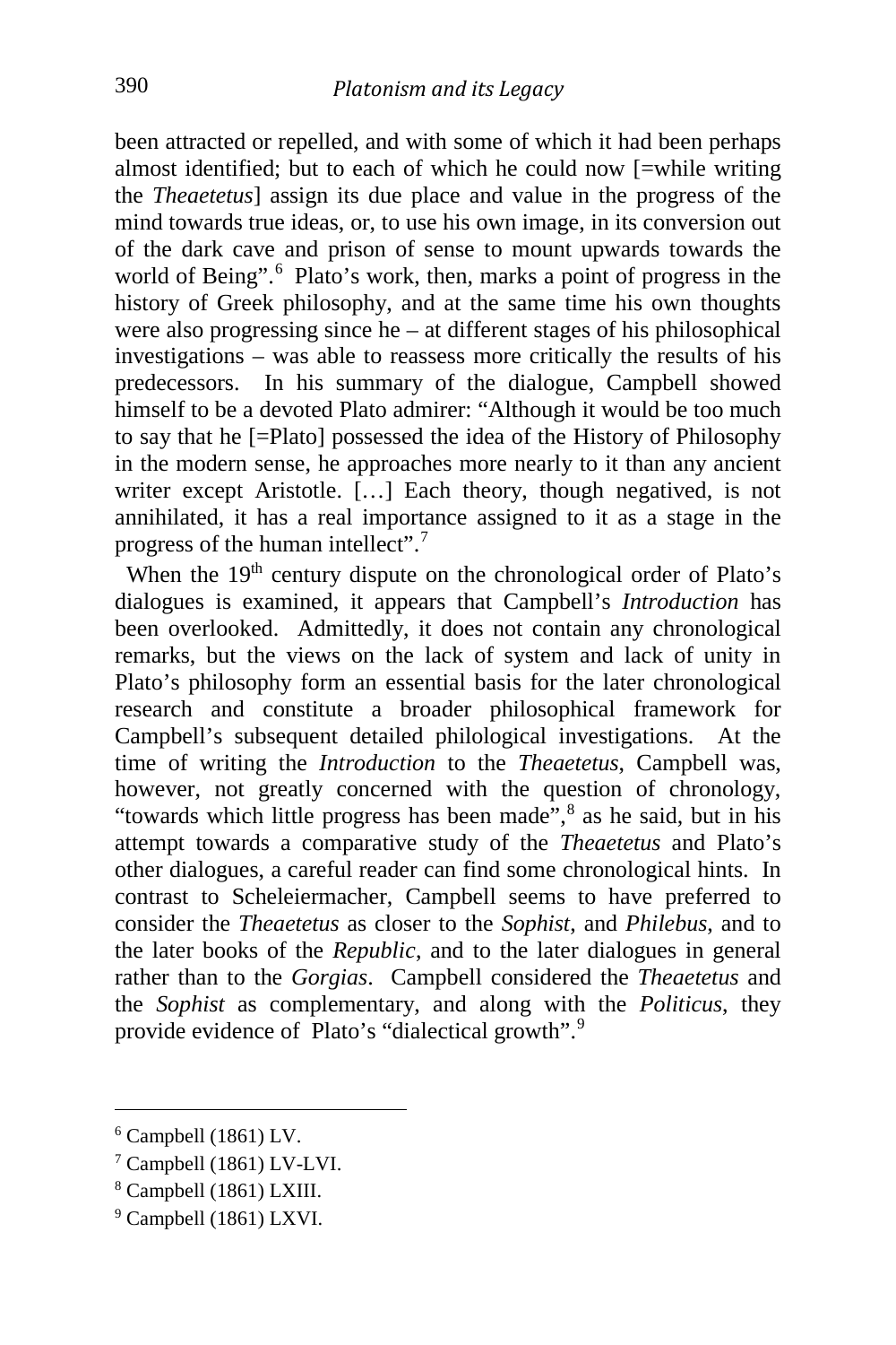been attracted or repelled, and with some of which it had been perhaps almost identified; but to each of which he could now [=while writing the *Theaetetus*] assign its due place and value in the progress of the mind towards true ideas, or, to use his own image, in its conversion out of the dark cave and prison of sense to mount upwards towards the world of Being".[6] Plato's work, then, marks a point of progress in the history of Greek philosophy, and at the same time his own thoughts were also progressing since he – at different stages of his philosophical investigations – was able to reassess more critically the results of his predecessors. In his summary of the dialogue, Campbell showed himself to be a devoted Plato admirer: "Although it would be too much to say that he [=Plato] possessed the idea of the History of Philosophy in the modern sense, he approaches more nearly to it than any ancient writer except Aristotle. […] Each theory, though negatived, is not annihilated, it has a real importance assigned to it as a stage in the progress of the human intellect".[7]

When the 19th century dispute on the chronological order of Plato's dialogues is examined, it appears that Campbell's *Introduction* has been overlooked. Admittedly, it does not contain any chronological remarks, but the views on the lack of system and lack of unity in Plato's philosophy form an essential basis for the later chronological research and constitute a broader philosophical framework for Campbell's subsequent detailed philological investigations. At the time of writing the *Introduction* to the *Theaetetus*, Campbell was, however, not greatly concerned with the question of chronology, "towards which little progress has been made",[8] as he said, but in his attempt towards a comparative study of the *Theaetetus* and Plato's other dialogues, a careful reader can find some chronological hints. In contrast to Scheleiermacher, Campbell seems to have preferred to consider the *Theaetetus* as closer to the *Sophist*, and *Philebus*, and to the later books of the *Republic*, and to the later dialogues in general rather than to the *Gorgias*. Campbell considered the *Theaetetus* and the *Sophist* as complementary, and along with the *Politicus*, they provide evidence of Plato's "dialectical growth".[9]

---

[6] Campbell (1861) LV.

[7] Campbell (1861) LV-LVI.

[8] Campbell (1861) LXIII.

[9] Campbell (1861) LXVI.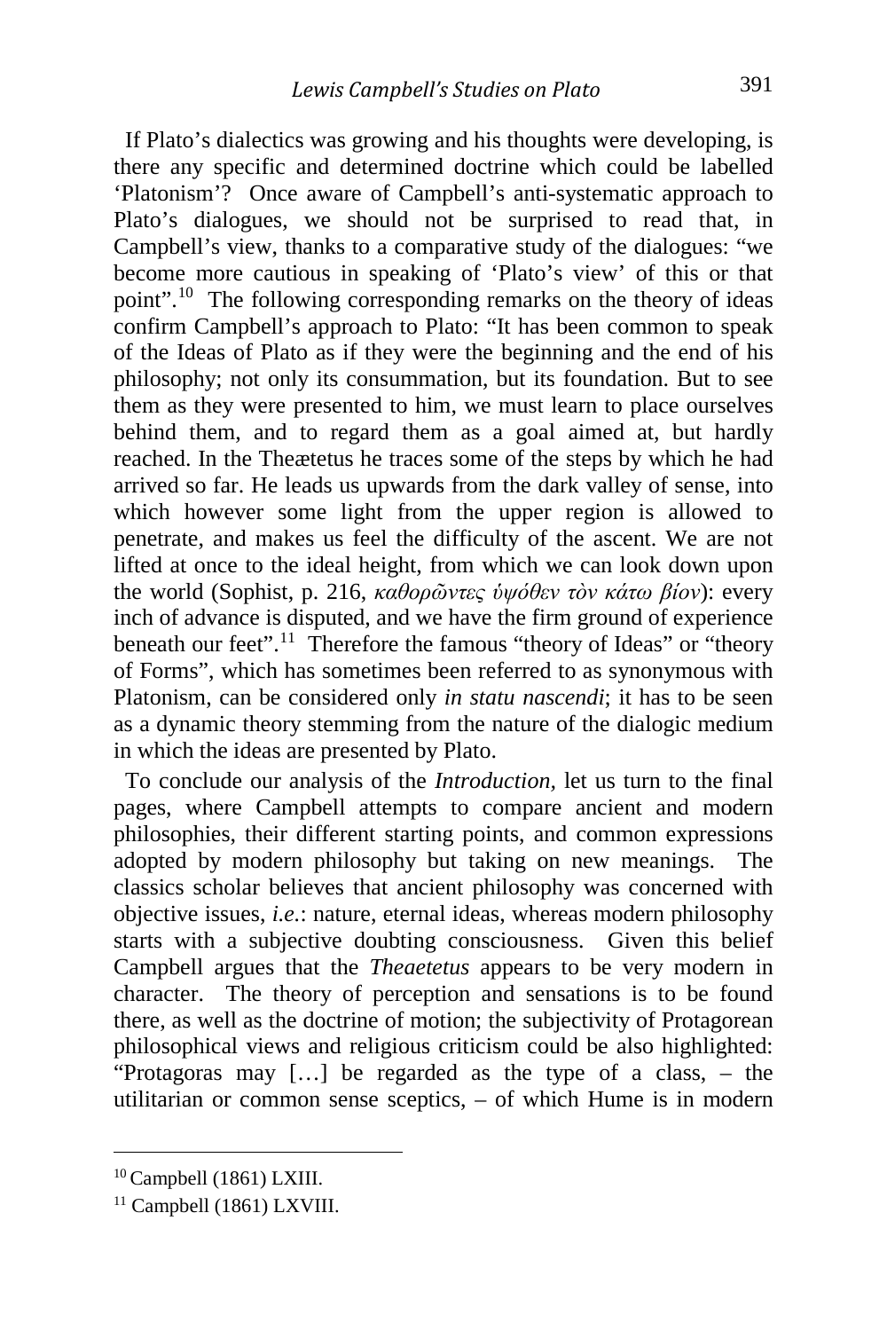If Plato's dialectics was growing and his thoughts were developing, is there any specific and determined doctrine which could be labelled 'Platonism'? Once aware of Campbell's anti-systematic approach to Plato's dialogues, we should not be surprised to read that, in Campbell's view, thanks to a comparative study of the dialogues: "we become more cautious in speaking of 'Plato's view' of this or that point".[10] The following corresponding remarks on the theory of ideas confirm Campbell's approach to Plato: "It has been common to speak of the Ideas of Plato as if they were the beginning and the end of his philosophy; not only its consummation, but its foundation. But to see them as they were presented to him, we must learn to place ourselves behind them, and to regard them as a goal aimed at, but hardly reached. In the Theætetus he traces some of the steps by which he had arrived so far. He leads us upwards from the dark valley of sense, into which however some light from the upper region is allowed to penetrate, and makes us feel the difficulty of the ascent. We are not lifted at once to the ideal height, from which we can look down upon the world (Sophist, p. 216, *καθορῶντες ὑψόθεν τὸν κάτω βίον*): every inch of advance is disputed, and we have the firm ground of experience beneath our feet".[11] Therefore the famous "theory of Ideas" or "theory of Forms", which has sometimes been referred to as synonymous with Platonism, can be considered only *in statu nascendi*; it has to be seen as a dynamic theory stemming from the nature of the dialogic medium in which the ideas are presented by Plato.

To conclude our analysis of the *Introduction,* let us turn to the final pages, where Campbell attempts to compare ancient and modern philosophies, their different starting points, and common expressions adopted by modern philosophy but taking on new meanings. The classics scholar believes that ancient philosophy was concerned with objective issues, *i.e.*: nature, eternal ideas, whereas modern philosophy starts with a subjective doubting consciousness. Given this belief Campbell argues that the *Theaetetus* appears to be very modern in character. The theory of perception and sensations is to be found there, as well as the doctrine of motion; the subjectivity of Protagorean philosophical views and religious criticism could be also highlighted: "Protagoras may […] be regarded as the type of a class, – the utilitarian or common sense sceptics, – of which Hume is in modern

[10] Campbell (1861) LXIII.

[11] Campbell (1861) LXVIII.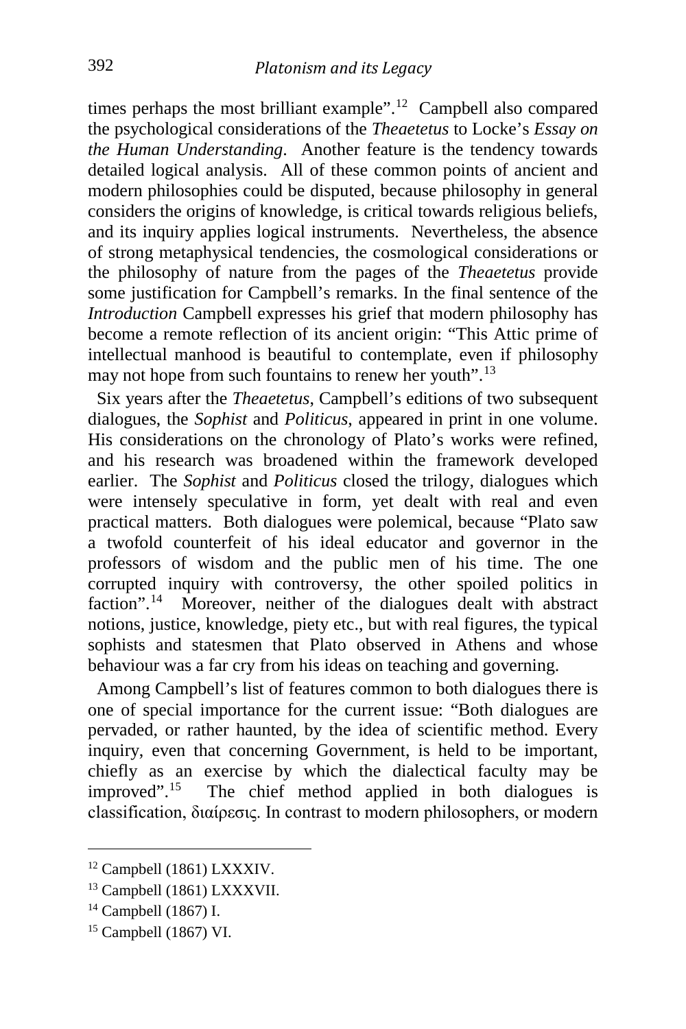times perhaps the most brilliant example".[12] Campbell also compared the psychological considerations of the *Theaetetus* to Locke's *Essay on the Human Understanding*. Another feature is the tendency towards detailed logical analysis. All of these common points of ancient and modern philosophies could be disputed, because philosophy in general considers the origins of knowledge, is critical towards religious beliefs, and its inquiry applies logical instruments. Nevertheless, the absence of strong metaphysical tendencies, the cosmological considerations or the philosophy of nature from the pages of the *Theaetetus* provide some justification for Campbell's remarks. In the final sentence of the *Introduction* Campbell expresses his grief that modern philosophy has become a remote reflection of its ancient origin: "This Attic prime of intellectual manhood is beautiful to contemplate, even if philosophy may not hope from such fountains to renew her youth".[13]

Six years after the *Theaetetus*, Campbell's editions of two subsequent dialogues, the *Sophist* and *Politicus*, appeared in print in one volume. His considerations on the chronology of Plato's works were refined, and his research was broadened within the framework developed earlier. The *Sophist* and *Politicus* closed the trilogy, dialogues which were intensely speculative in form, yet dealt with real and even practical matters. Both dialogues were polemical, because "Plato saw a twofold counterfeit of his ideal educator and governor in the professors of wisdom and the public men of his time. The one corrupted inquiry with controversy, the other spoiled politics in faction".[14] Moreover, neither of the dialogues dealt with abstract notions, justice, knowledge, piety etc., but with real figures, the typical sophists and statesmen that Plato observed in Athens and whose behaviour was a far cry from his ideas on teaching and governing.

Among Campbell's list of features common to both dialogues there is one of special importance for the current issue: "Both dialogues are pervaded, or rather haunted, by the idea of scientific method. Every inquiry, even that concerning Government, is held to be important, chiefly as an exercise by which the dialectical faculty may be improved".[15] The chief method applied in both dialogues is classification, διαίρεσις. In contrast to modern philosophers, or modern

---

[12] Campbell (1861) LXXXIV.

[13] Campbell (1861) LXXXVII.

[14] Campbell (1867) I.

[15] Campbell (1867) VI.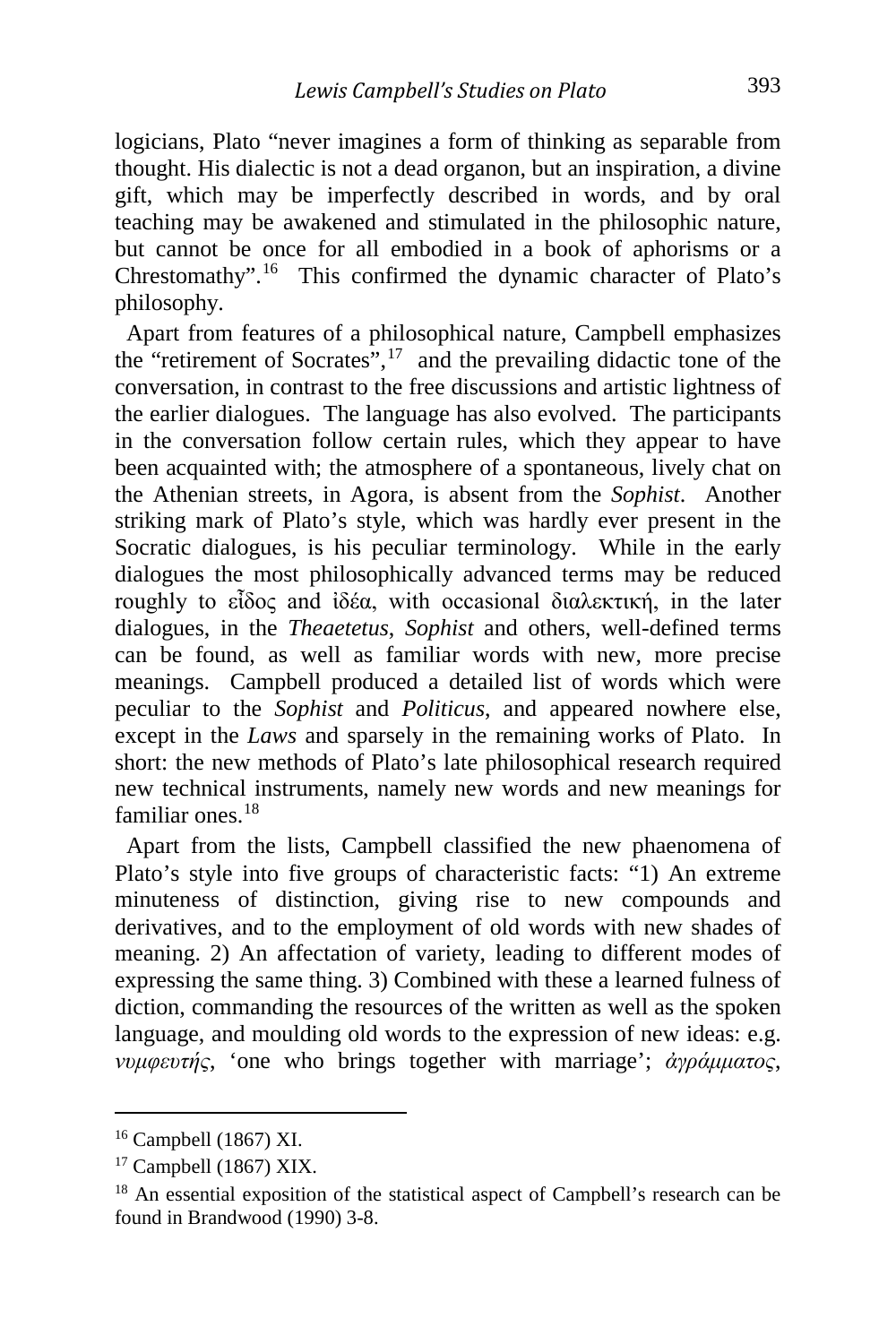logicians, Plato "never imagines a form of thinking as separable from thought. His dialectic is not a dead organon, but an inspiration, a divine gift, which may be imperfectly described in words, and by oral teaching may be awakened and stimulated in the philosophic nature, but cannot be once for all embodied in a book of aphorisms or a Chrestomathy".[16] This confirmed the dynamic character of Plato's philosophy.

Apart from features of a philosophical nature, Campbell emphasizes the "retirement of Socrates",[17] and the prevailing didactic tone of the conversation, in contrast to the free discussions and artistic lightness of the earlier dialogues. The language has also evolved. The participants in the conversation follow certain rules, which they appear to have been acquainted with; the atmosphere of a spontaneous, lively chat on the Athenian streets, in Agora, is absent from the *Sophist*. Another striking mark of Plato's style, which was hardly ever present in the Socratic dialogues, is his peculiar terminology. While in the early dialogues the most philosophically advanced terms may be reduced roughly to εἶδος and ἰδέα, with occasional διαλεκτική, in the later dialogues, in the *Theaetetus*, *Sophist* and others, well-defined terms can be found, as well as familiar words with new, more precise meanings. Campbell produced a detailed list of words which were peculiar to the *Sophist* and *Politicus*, and appeared nowhere else, except in the *Laws* and sparsely in the remaining works of Plato. In short: the new methods of Plato's late philosophical research required new technical instruments, namely new words and new meanings for familiar ones.[18]

Apart from the lists, Campbell classified the new phaenomena of Plato's style into five groups of characteristic facts: "1) An extreme minuteness of distinction, giving rise to new compounds and derivatives, and to the employment of old words with new shades of meaning. 2) An affectation of variety, leading to different modes of expressing the same thing. 3) Combined with these a learned fulness of diction, commanding the resources of the written as well as the spoken language, and moulding old words to the expression of new ideas: e.g. *νυμφευτής*, 'one who brings together with marriage'; *ἀγράμματος*,

[16] Campbell (1867) XI.

[17] Campbell (1867) XIX.

[18] An essential exposition of the statistical aspect of Campbell's research can be found in Brandwood (1990) 3-8.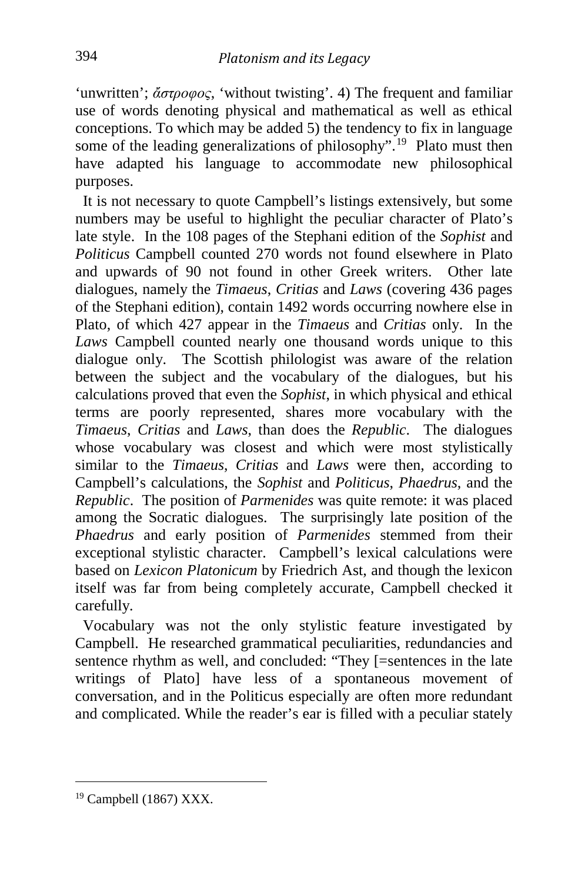'unwritten'; *ἄστροφος*, 'without twisting'. 4) The frequent and familiar use of words denoting physical and mathematical as well as ethical conceptions. To which may be added 5) the tendency to fix in language some of the leading generalizations of philosophy".[19] Plato must then have adapted his language to accommodate new philosophical purposes.

It is not necessary to quote Campbell's listings extensively, but some numbers may be useful to highlight the peculiar character of Plato's late style. In the 108 pages of the Stephani edition of the *Sophist* and *Politicus* Campbell counted 270 words not found elsewhere in Plato and upwards of 90 not found in other Greek writers. Other late dialogues, namely the *Timaeus*, *Critias* and *Laws* (covering 436 pages of the Stephani edition), contain 1492 words occurring nowhere else in Plato, of which 427 appear in the *Timaeus* and *Critias* only. In the *Laws* Campbell counted nearly one thousand words unique to this dialogue only. The Scottish philologist was aware of the relation between the subject and the vocabulary of the dialogues, but his calculations proved that even the *Sophist*, in which physical and ethical terms are poorly represented, shares more vocabulary with the *Timaeus*, *Critias* and *Laws*, than does the *Republic*. The dialogues whose vocabulary was closest and which were most stylistically similar to the *Timaeus*, *Critias* and *Laws* were then, according to Campbell's calculations, the *Sophist* and *Politicus*, *Phaedrus*, and the *Republic*. The position of *Parmenides* was quite remote: it was placed among the Socratic dialogues. The surprisingly late position of the *Phaedrus* and early position of *Parmenides* stemmed from their exceptional stylistic character. Campbell's lexical calculations were based on *Lexicon Platonicum* by Friedrich Ast, and though the lexicon itself was far from being completely accurate, Campbell checked it carefully.

Vocabulary was not the only stylistic feature investigated by Campbell. He researched grammatical peculiarities, redundancies and sentence rhythm as well, and concluded: "They [=sentences in the late writings of Plato] have less of a spontaneous movement of conversation, and in the Politicus especially are often more redundant and complicated. While the reader's ear is filled with a peculiar stately

---

[19] Campbell (1867) XXX.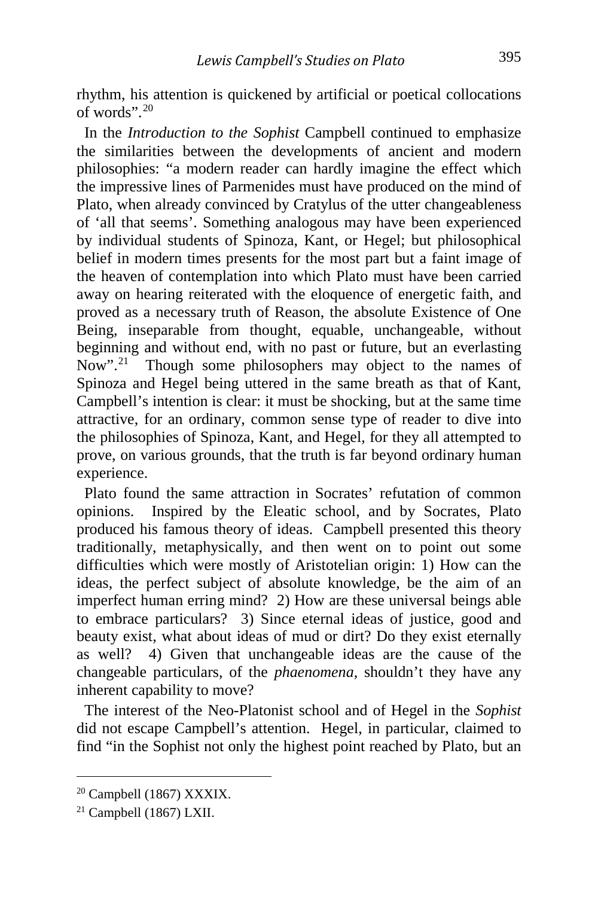rhythm, his attention is quickened by artificial or poetical collocations of words".[20]

In the *Introduction to the Sophist* Campbell continued to emphasize the similarities between the developments of ancient and modern philosophies: "a modern reader can hardly imagine the effect which the impressive lines of Parmenides must have produced on the mind of Plato, when already convinced by Cratylus of the utter changeableness of 'all that seems'. Something analogous may have been experienced by individual students of Spinoza, Kant, or Hegel; but philosophical belief in modern times presents for the most part but a faint image of the heaven of contemplation into which Plato must have been carried away on hearing reiterated with the eloquence of energetic faith, and proved as a necessary truth of Reason, the absolute Existence of One Being, inseparable from thought, equable, unchangeable, without beginning and without end, with no past or future, but an everlasting Now".[21] Though some philosophers may object to the names of Spinoza and Hegel being uttered in the same breath as that of Kant, Campbell's intention is clear: it must be shocking, but at the same time attractive, for an ordinary, common sense type of reader to dive into the philosophies of Spinoza, Kant, and Hegel, for they all attempted to prove, on various grounds, that the truth is far beyond ordinary human experience.

Plato found the same attraction in Socrates' refutation of common opinions. Inspired by the Eleatic school, and by Socrates, Plato produced his famous theory of ideas. Campbell presented this theory traditionally, metaphysically, and then went on to point out some difficulties which were mostly of Aristotelian origin: 1) How can the ideas, the perfect subject of absolute knowledge, be the aim of an imperfect human erring mind? 2) How are these universal beings able to embrace particulars? 3) Since eternal ideas of justice, good and beauty exist, what about ideas of mud or dirt? Do they exist eternally as well? 4) Given that unchangeable ideas are the cause of the changeable particulars, of the *phaenomena*, shouldn't they have any inherent capability to move?

The interest of the Neo-Platonist school and of Hegel in the *Sophist* did not escape Campbell's attention. Hegel, in particular, claimed to find "in the Sophist not only the highest point reached by Plato, but an

---

[20] Campbell (1867) XXXIX.

[21] Campbell (1867) LXII.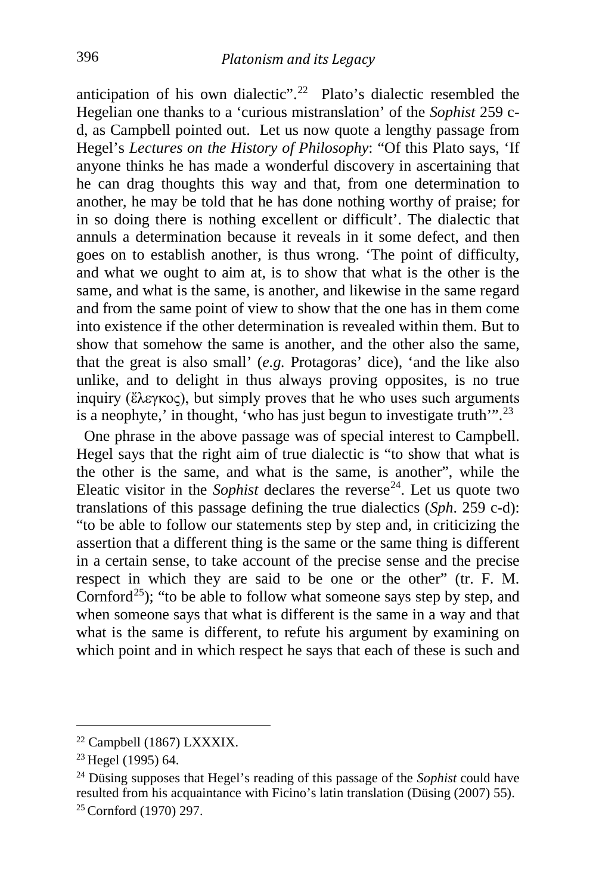anticipation of his own dialectic".[22] Plato's dialectic resembled the Hegelian one thanks to a 'curious mistranslation' of the *Sophist* 259 c-d, as Campbell pointed out. Let us now quote a lengthy passage from Hegel's *Lectures on the History of Philosophy*: "Of this Plato says, 'If anyone thinks he has made a wonderful discovery in ascertaining that he can drag thoughts this way and that, from one determination to another, he may be told that he has done nothing worthy of praise; for in so doing there is nothing excellent or difficult'. The dialectic that annuls a determination because it reveals in it some defect, and then goes on to establish another, is thus wrong. 'The point of difficulty, and what we ought to aim at, is to show that what is the other is the same, and what is the same, is another, and likewise in the same regard and from the same point of view to show that the one has in them come into existence if the other determination is revealed within them. But to show that somehow the same is another, and the other also the same, that the great is also small' (*e.g.* Protagoras' dice), 'and the like also unlike, and to delight in thus always proving opposites, is no true inquiry (ἔλεγκος), but simply proves that he who uses such arguments is a neophyte,' in thought, 'who has just begun to investigate truth'".[23]

One phrase in the above passage was of special interest to Campbell. Hegel says that the right aim of true dialectic is "to show that what is the other is the same, and what is the same, is another", while the Eleatic visitor in the *Sophist* declares the reverse[24]. Let us quote two translations of this passage defining the true dialectics (*Sph*. 259 c-d): "to be able to follow our statements step by step and, in criticizing the assertion that a different thing is the same or the same thing is different in a certain sense, to take account of the precise sense and the precise respect in which they are said to be one or the other" (tr. F. M. Cornford[25]); "to be able to follow what someone says step by step, and when someone says that what is different is the same in a way and that what is the same is different, to refute his argument by examining on which point and in which respect he says that each of these is such and

---

[22] Campbell (1867) LXXXIX.

[23] Hegel (1995) 64.

[24] Düsing supposes that Hegel's reading of this passage of the *Sophist* could have resulted from his acquaintance with Ficino's latin translation (Düsing (2007) 55).

[25] Cornford (1970) 297.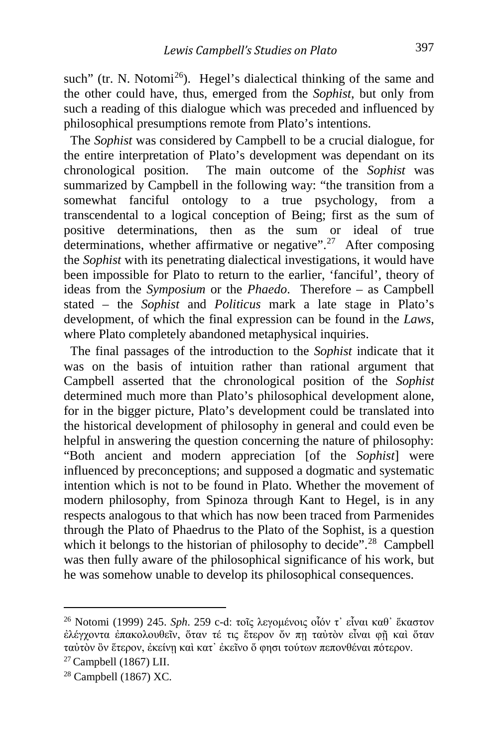such" (tr. N. Notomi[26]). Hegel's dialectical thinking of the same and the other could have, thus, emerged from the *Sophist*, but only from such a reading of this dialogue which was preceded and influenced by philosophical presumptions remote from Plato's intentions.

The *Sophist* was considered by Campbell to be a crucial dialogue, for the entire interpretation of Plato's development was dependant on its chronological position. The main outcome of the *Sophist* was summarized by Campbell in the following way: "the transition from a somewhat fanciful ontology to a true psychology, from a transcendental to a logical conception of Being; first as the sum of positive determinations, then as the sum or ideal of true determinations, whether affirmative or negative".[27] After composing the *Sophist* with its penetrating dialectical investigations, it would have been impossible for Plato to return to the earlier, 'fanciful', theory of ideas from the *Symposium* or the *Phaedo*. Therefore – as Campbell stated – the *Sophist* and *Politicus* mark a late stage in Plato's development, of which the final expression can be found in the *Laws*, where Plato completely abandoned metaphysical inquiries.

The final passages of the introduction to the *Sophist* indicate that it was on the basis of intuition rather than rational argument that Campbell asserted that the chronological position of the *Sophist* determined much more than Plato's philosophical development alone, for in the bigger picture, Plato's development could be translated into the historical development of philosophy in general and could even be helpful in answering the question concerning the nature of philosophy: "Both ancient and modern appreciation [of the *Sophist*] were influenced by preconceptions; and supposed a dogmatic and systematic intention which is not to be found in Plato. Whether the movement of modern philosophy, from Spinoza through Kant to Hegel, is in any respects analogous to that which has now been traced from Parmenides through the Plato of Phaedrus to the Plato of the Sophist, is a question which it belongs to the historian of philosophy to decide".[28] Campbell was then fully aware of the philosophical significance of his work, but he was somehow unable to develop its philosophical consequences.

---

[26] Notomi (1999) 245. *Sph.* 259 c-d: τοῖς λεγομένοις οἷόν τ᾽ εἶναι καθ᾽ ἕκαστον ἐλέγχοντα ἐπακολουθεῖν, ὅταν τέ τις ἕτερον ὄν πῃ ταὐτὸν εἶναι φῇ καὶ ὅταν ταὐτὸν ὂν ἕτερον, ἐκείνῃ καὶ κατ᾽ ἐκεῖνο ὅ φησι τούτων πεπονθέναι πότερον.

[27] Campbell (1867) LII.

[28] Campbell (1867) XC.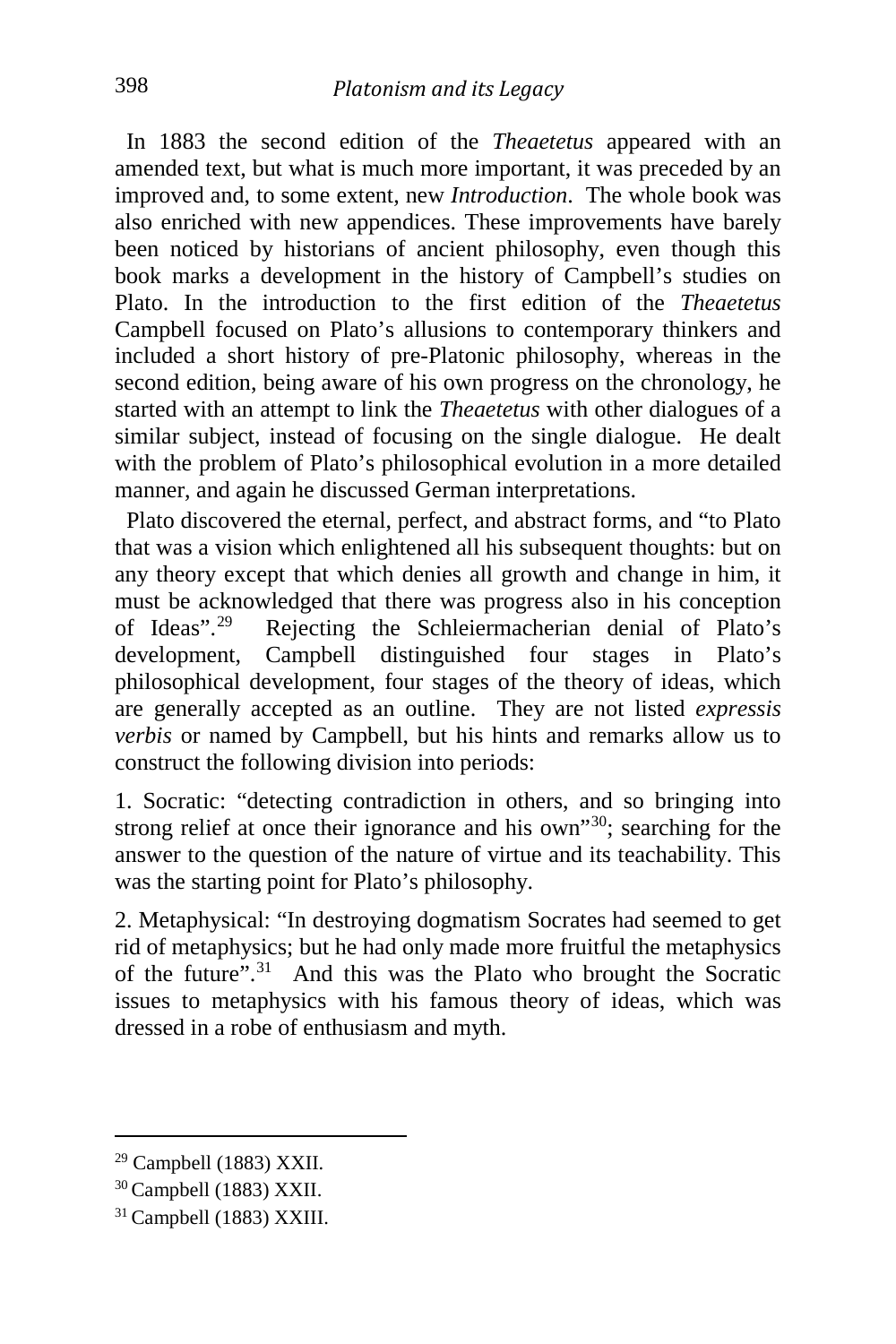In 1883 the second edition of the *Theaetetus* appeared with an amended text, but what is much more important, it was preceded by an improved and, to some extent, new *Introduction*. The whole book was also enriched with new appendices. These improvements have barely been noticed by historians of ancient philosophy, even though this book marks a development in the history of Campbell's studies on Plato. In the introduction to the first edition of the *Theaetetus* Campbell focused on Plato's allusions to contemporary thinkers and included a short history of pre-Platonic philosophy, whereas in the second edition, being aware of his own progress on the chronology, he started with an attempt to link the *Theaetetus* with other dialogues of a similar subject, instead of focusing on the single dialogue. He dealt with the problem of Plato's philosophical evolution in a more detailed manner, and again he discussed German interpretations.

Plato discovered the eternal, perfect, and abstract forms, and "to Plato that was a vision which enlightened all his subsequent thoughts: but on any theory except that which denies all growth and change in him, it must be acknowledged that there was progress also in his conception of Ideas".[29] Rejecting the Schleiermacherian denial of Plato's development, Campbell distinguished four stages in Plato's philosophical development, four stages of the theory of ideas, which are generally accepted as an outline. They are not listed *expressis verbis* or named by Campbell, but his hints and remarks allow us to construct the following division into periods:

1. Socratic: "detecting contradiction in others, and so bringing into strong relief at once their ignorance and his own"[30]; searching for the answer to the question of the nature of virtue and its teachability. This was the starting point for Plato's philosophy.

2. Metaphysical: "In destroying dogmatism Socrates had seemed to get rid of metaphysics; but he had only made more fruitful the metaphysics of the future".[31] And this was the Plato who brought the Socratic issues to metaphysics with his famous theory of ideas, which was dressed in a robe of enthusiasm and myth.

---

[29] Campbell (1883) XXII.

[30] Campbell (1883) XXII.

[31] Campbell (1883) XXIII.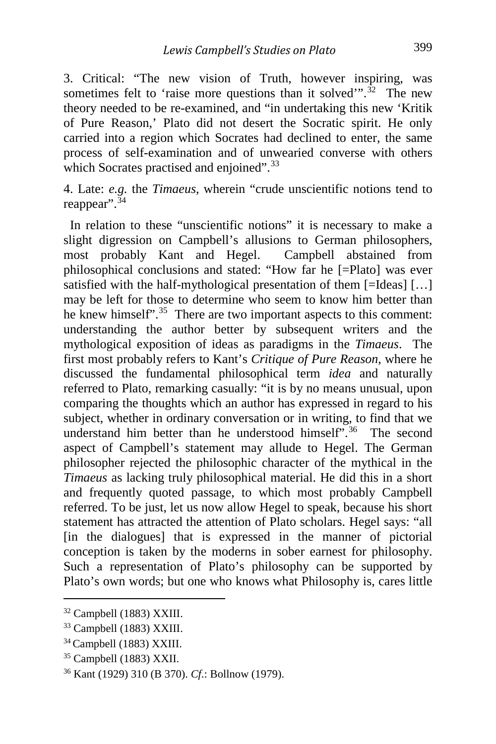3. Critical: "The new vision of Truth, however inspiring, was sometimes felt to 'raise more questions than it solved'".[32] The new theory needed to be re-examined, and "in undertaking this new 'Kritik of Pure Reason,' Plato did not desert the Socratic spirit. He only carried into a region which Socrates had declined to enter, the same process of self-examination and of unwearied converse with others which Socrates practised and enjoined".[33]

4. Late: *e.g.* the *Timaeus*, wherein "crude unscientific notions tend to reappear".[34]

In relation to these "unscientific notions" it is necessary to make a slight digression on Campbell's allusions to German philosophers, most probably Kant and Hegel. Campbell abstained from philosophical conclusions and stated: "How far he [=Plato] was ever satisfied with the half-mythological presentation of them [=Ideas] […] may be left for those to determine who seem to know him better than he knew himself".[35] There are two important aspects to this comment: understanding the author better by subsequent writers and the mythological exposition of ideas as paradigms in the *Timaeus*. The first most probably refers to Kant's *Critique of Pure Reason*, where he discussed the fundamental philosophical term *idea* and naturally referred to Plato, remarking casually: "it is by no means unusual, upon comparing the thoughts which an author has expressed in regard to his subject, whether in ordinary conversation or in writing, to find that we understand him better than he understood himself".[36] The second aspect of Campbell's statement may allude to Hegel. The German philosopher rejected the philosophic character of the mythical in the *Timaeus* as lacking truly philosophical material. He did this in a short and frequently quoted passage, to which most probably Campbell referred. To be just, let us now allow Hegel to speak, because his short statement has attracted the attention of Plato scholars. Hegel says: "all [in the dialogues] that is expressed in the manner of pictorial conception is taken by the moderns in sober earnest for philosophy. Such a representation of Plato's philosophy can be supported by Plato's own words; but one who knows what Philosophy is, cares little

---

[32] Campbell (1883) XXIII.

[33] Campbell (1883) XXIII.

[34] Campbell (1883) XXIII.

[35] Campbell (1883) XXII.

[36] Kant (1929) 310 (B 370). *Cf*.: Bollnow (1979).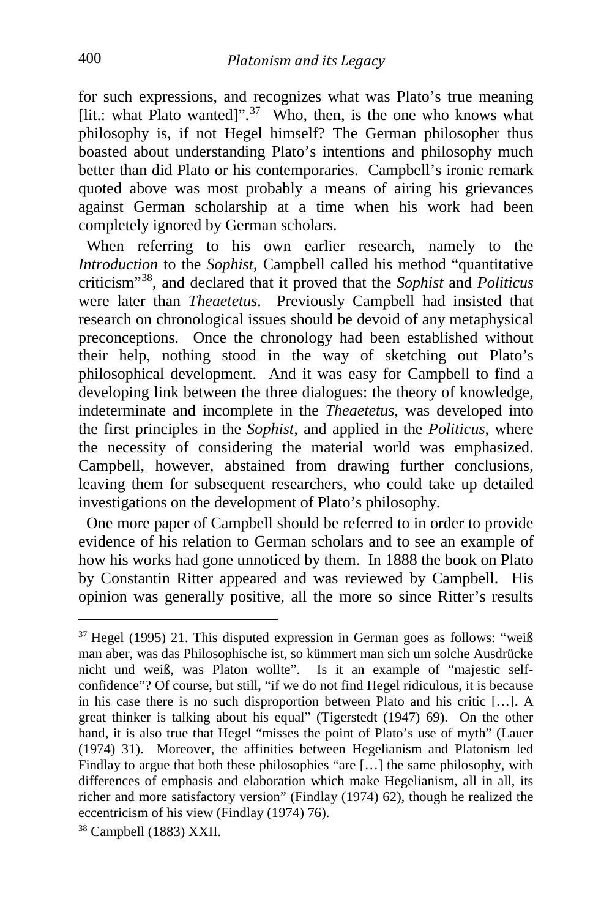for such expressions, and recognizes what was Plato's true meaning [lit.: what Plato wanted]".[37] Who, then, is the one who knows what philosophy is, if not Hegel himself? The German philosopher thus boasted about understanding Plato's intentions and philosophy much better than did Plato or his contemporaries. Campbell's ironic remark quoted above was most probably a means of airing his grievances against German scholarship at a time when his work had been completely ignored by German scholars.

When referring to his own earlier research, namely to the *Introduction* to the *Sophist*, Campbell called his method "quantitative criticism"[38], and declared that it proved that the *Sophist* and *Politicus* were later than *Theaetetus*. Previously Campbell had insisted that research on chronological issues should be devoid of any metaphysical preconceptions. Once the chronology had been established without their help, nothing stood in the way of sketching out Plato's philosophical development. And it was easy for Campbell to find a developing link between the three dialogues: the theory of knowledge, indeterminate and incomplete in the *Theaetetus*, was developed into the first principles in the *Sophist*, and applied in the *Politicus*, where the necessity of considering the material world was emphasized. Campbell, however, abstained from drawing further conclusions, leaving them for subsequent researchers, who could take up detailed investigations on the development of Plato's philosophy.

One more paper of Campbell should be referred to in order to provide evidence of his relation to German scholars and to see an example of how his works had gone unnoticed by them. In 1888 the book on Plato by Constantin Ritter appeared and was reviewed by Campbell. His opinion was generally positive, all the more so since Ritter's results

---

[37] Hegel (1995) 21. This disputed expression in German goes as follows: "weiß man aber, was das Philosophische ist, so kümmert man sich um solche Ausdrücke nicht und weiß, was Platon wollte". Is it an example of "majestic self-confidence"? Of course, but still, "if we do not find Hegel ridiculous, it is because in his case there is no such disproportion between Plato and his critic […]. A great thinker is talking about his equal" (Tigerstedt (1947) 69). On the other hand, it is also true that Hegel "misses the point of Plato's use of myth" (Lauer (1974) 31). Moreover, the affinities between Hegelianism and Platonism led Findlay to argue that both these philosophies "are […] the same philosophy, with differences of emphasis and elaboration which make Hegelianism, all in all, its richer and more satisfactory version" (Findlay (1974) 62), though he realized the eccentricism of his view (Findlay (1974) 76).

[38] Campbell (1883) XXII.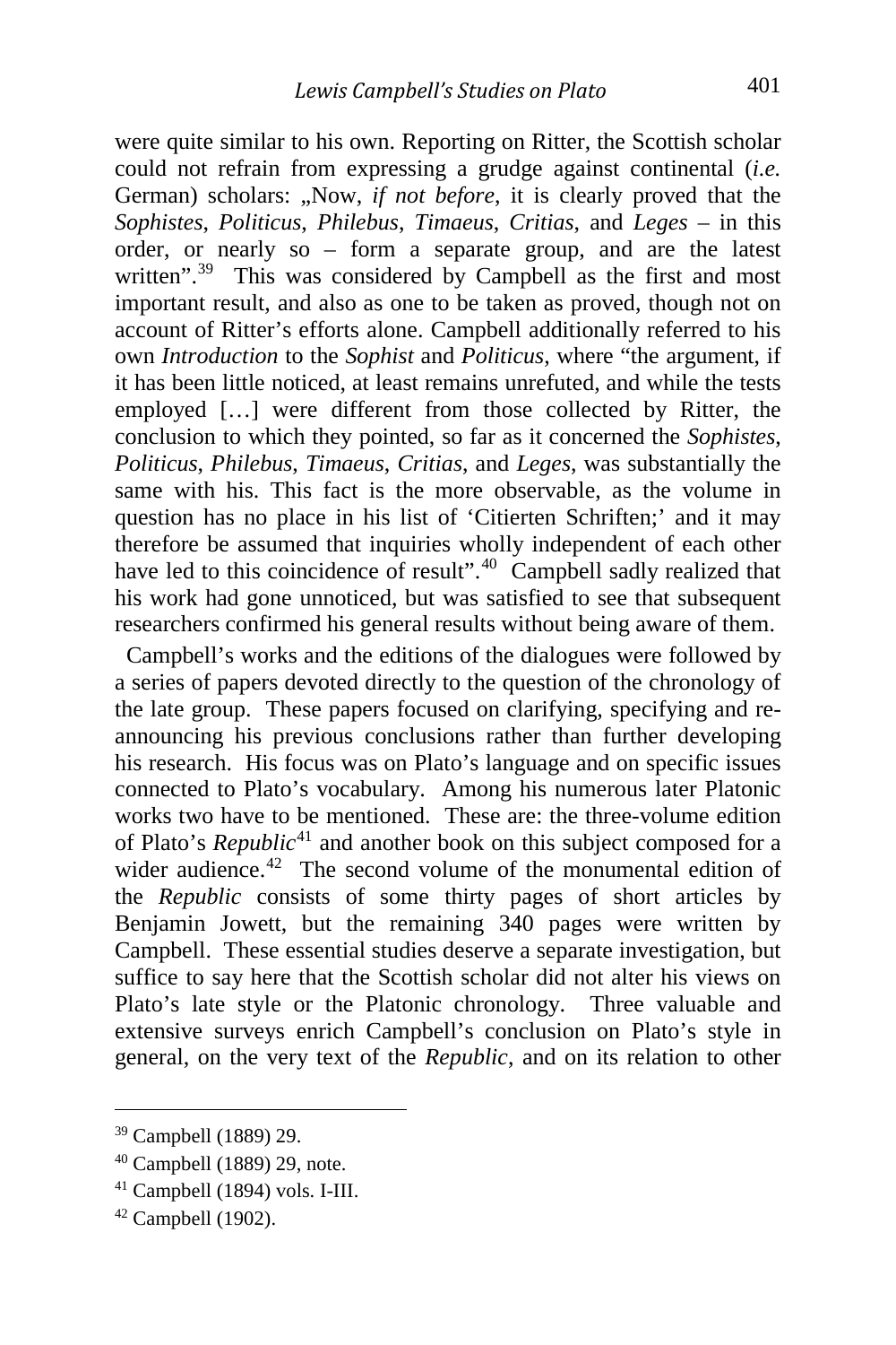were quite similar to his own. Reporting on Ritter, the Scottish scholar could not refrain from expressing a grudge against continental (*i.e.* German) scholars: „Now, *if not before*, it is clearly proved that the *Sophistes*, *Politicus*, *Philebus*, *Timaeus*, *Critias*, and *Leges* – in this order, or nearly so – form a separate group, and are the latest written".[39] This was considered by Campbell as the first and most important result, and also as one to be taken as proved, though not on account of Ritter's efforts alone. Campbell additionally referred to his own *Introduction* to the *Sophist* and *Politicus*, where "the argument, if it has been little noticed, at least remains unrefuted, and while the tests employed […] were different from those collected by Ritter, the conclusion to which they pointed, so far as it concerned the *Sophistes*, *Politicus*, *Philebus*, *Timaeus*, *Critias*, and *Leges*, was substantially the same with his. This fact is the more observable, as the volume in question has no place in his list of 'Citierten Schriften;' and it may therefore be assumed that inquiries wholly independent of each other have led to this coincidence of result".[40] Campbell sadly realized that his work had gone unnoticed, but was satisfied to see that subsequent researchers confirmed his general results without being aware of them.

Campbell's works and the editions of the dialogues were followed by a series of papers devoted directly to the question of the chronology of the late group. These papers focused on clarifying, specifying and re-announcing his previous conclusions rather than further developing his research. His focus was on Plato's language and on specific issues connected to Plato's vocabulary. Among his numerous later Platonic works two have to be mentioned. These are: the three-volume edition of Plato's *Republic*[41] and another book on this subject composed for a wider audience.[42] The second volume of the monumental edition of the *Republic* consists of some thirty pages of short articles by Benjamin Jowett, but the remaining 340 pages were written by Campbell. These essential studies deserve a separate investigation, but suffice to say here that the Scottish scholar did not alter his views on Plato's late style or the Platonic chronology. Three valuable and extensive surveys enrich Campbell's conclusion on Plato's style in general, on the very text of the *Republic*, and on its relation to other

---

[39] Campbell (1889) 29.

[40] Campbell (1889) 29, note.

[41] Campbell (1894) vols. I-III.

[42] Campbell (1902).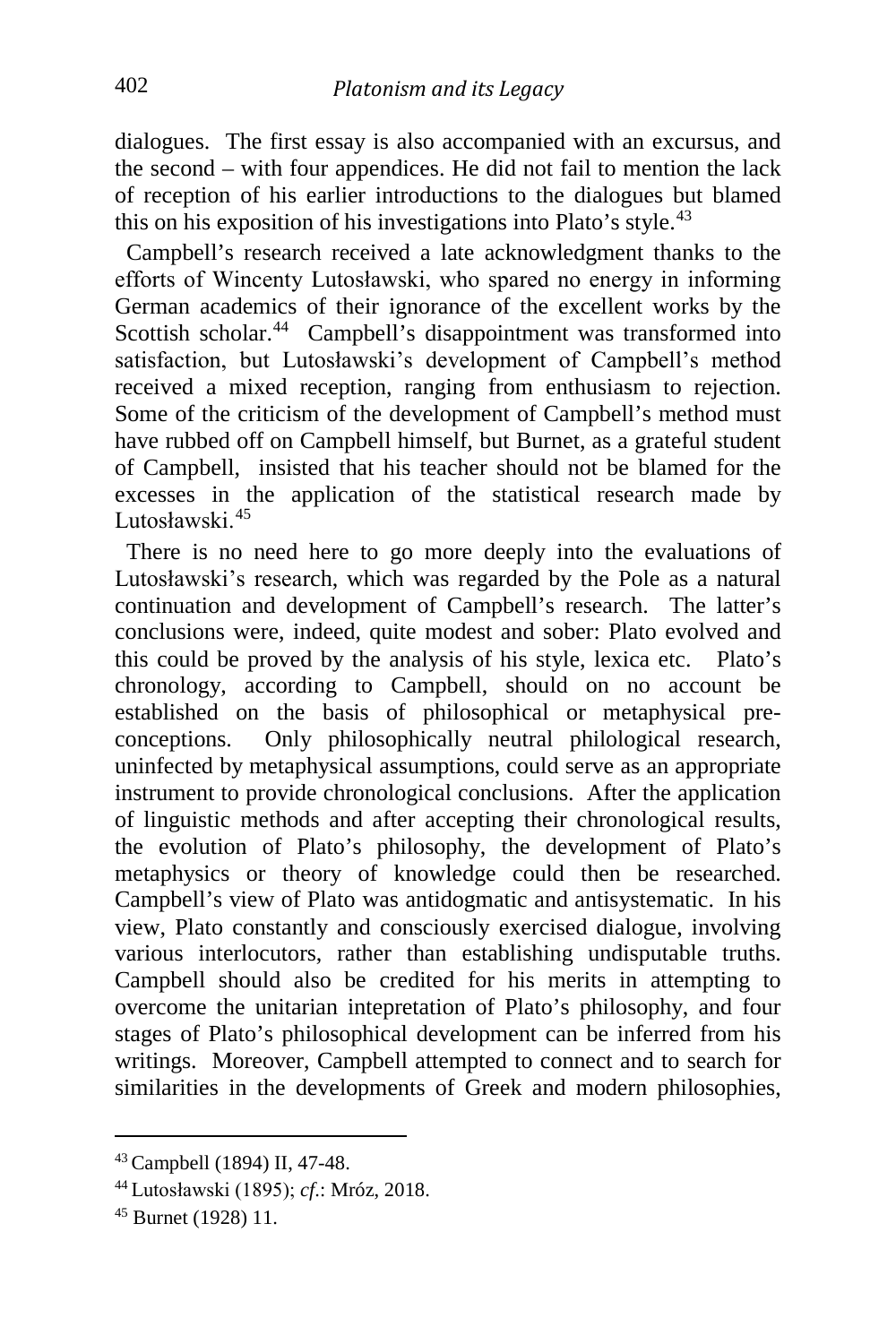dialogues. The first essay is also accompanied with an excursus, and the second – with four appendices. He did not fail to mention the lack of reception of his earlier introductions to the dialogues but blamed this on his exposition of his investigations into Plato's style.[43]

Campbell's research received a late acknowledgment thanks to the efforts of Wincenty Lutosławski, who spared no energy in informing German academics of their ignorance of the excellent works by the Scottish scholar.[44] Campbell's disappointment was transformed into satisfaction, but Lutosławski's development of Campbell's method received a mixed reception, ranging from enthusiasm to rejection. Some of the criticism of the development of Campbell's method must have rubbed off on Campbell himself, but Burnet, as a grateful student of Campbell, insisted that his teacher should not be blamed for the excesses in the application of the statistical research made by Lutosławski.[45]

There is no need here to go more deeply into the evaluations of Lutosławski's research, which was regarded by the Pole as a natural continuation and development of Campbell's research. The latter's conclusions were, indeed, quite modest and sober: Plato evolved and this could be proved by the analysis of his style, lexica etc. Plato's chronology, according to Campbell, should on no account be established on the basis of philosophical or metaphysical pre-conceptions. Only philosophically neutral philological research, uninfected by metaphysical assumptions, could serve as an appropriate instrument to provide chronological conclusions. After the application of linguistic methods and after accepting their chronological results, the evolution of Plato's philosophy, the development of Plato's metaphysics or theory of knowledge could then be researched. Campbell's view of Plato was antidogmatic and antisystematic. In his view, Plato constantly and consciously exercised dialogue, involving various interlocutors, rather than establishing undisputable truths. Campbell should also be credited for his merits in attempting to overcome the unitarian intepretation of Plato's philosophy, and four stages of Plato's philosophical development can be inferred from his writings. Moreover, Campbell attempted to connect and to search for similarities in the developments of Greek and modern philosophies,

---

[43] Campbell (1894) II, 47-48.

[44] Lutosławski (1895); *cf*.: Mróz, 2018.

[45] Burnet (1928) 11.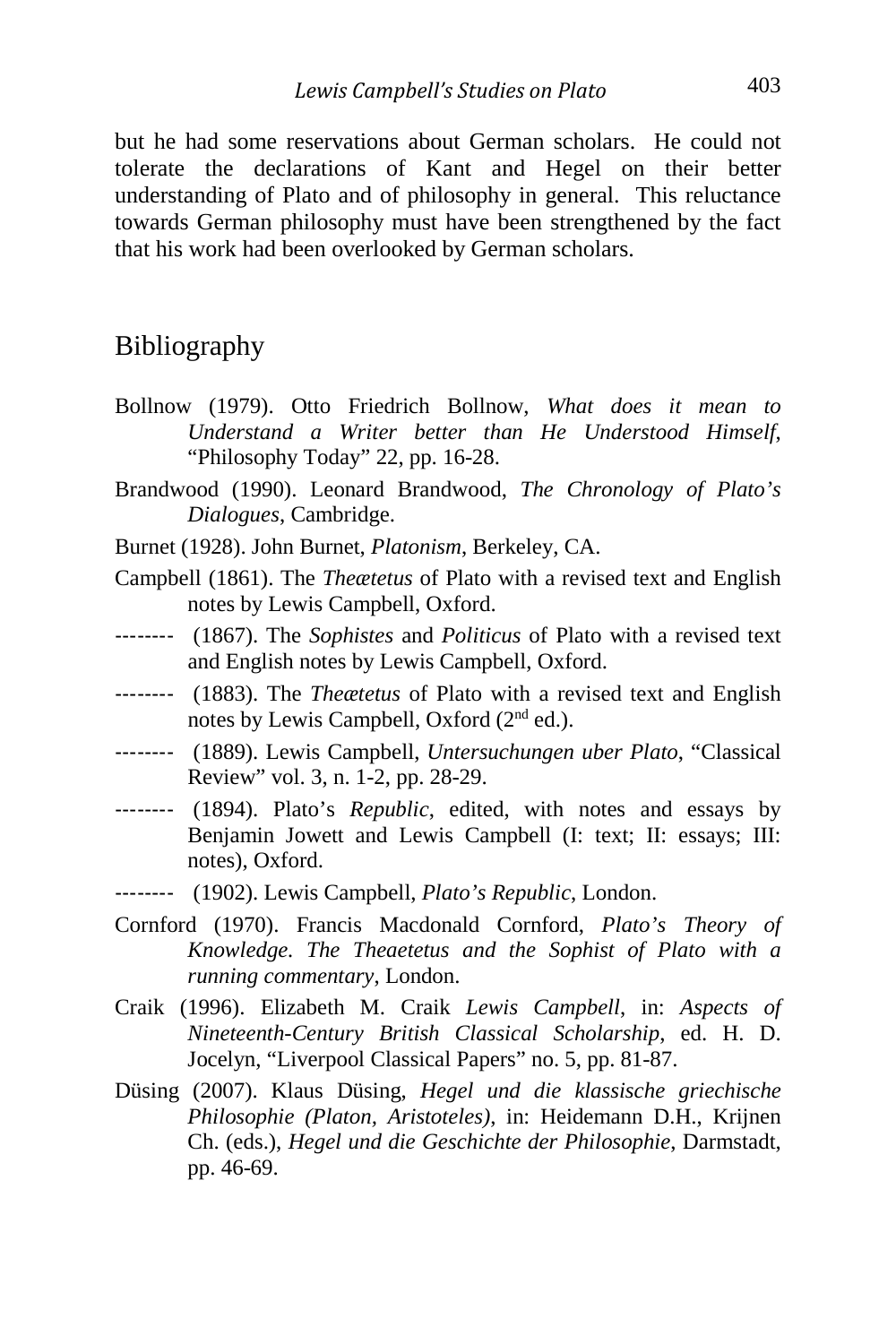but he had some reservations about German scholars. He could not tolerate the declarations of Kant and Hegel on their better understanding of Plato and of philosophy in general. This reluctance towards German philosophy must have been strengthened by the fact that his work had been overlooked by German scholars.

## Bibliography

Bollnow (1979). Otto Friedrich Bollnow, *What does it mean to Understand a Writer better than He Understood Himself*, "Philosophy Today" 22, pp. 16-28.

Brandwood (1990). Leonard Brandwood, *The Chronology of Plato's Dialogues*, Cambridge.

Burnet (1928). John Burnet, *Platonism*, Berkeley, CA.

Campbell (1861). The *Theætetus* of Plato with a revised text and English notes by Lewis Campbell, Oxford.

-------- (1867). The *Sophistes* and *Politicus* of Plato with a revised text and English notes by Lewis Campbell, Oxford.

-------- (1883). The *Theætetus* of Plato with a revised text and English notes by Lewis Campbell, Oxford (2nd ed.).

-------- (1889). Lewis Campbell, *Untersuchungen uber Plato*, "Classical Review" vol. 3, n. 1-2, pp. 28-29.

-------- (1894). Plato's *Republic*, edited, with notes and essays by Benjamin Jowett and Lewis Campbell (I: text; II: essays; III: notes), Oxford.

-------- (1902). Lewis Campbell, *Plato's Republic*, London.

Cornford (1970). Francis Macdonald Cornford, *Plato's Theory of Knowledge. The Theaetetus and the Sophist of Plato with a running commentary*, London.

Craik (1996). Elizabeth M. Craik *Lewis Campbell*, in: *Aspects of Nineteenth-Century British Classical Scholarship*, ed. H. D. Jocelyn, "Liverpool Classical Papers" no. 5, pp. 81-87.

Düsing (2007). Klaus Düsing, *Hegel und die klassische griechische Philosophie (Platon, Aristoteles)*, in: Heidemann D.H., Krijnen Ch. (eds.), *Hegel und die Geschichte der Philosophie*, Darmstadt, pp. 46-69.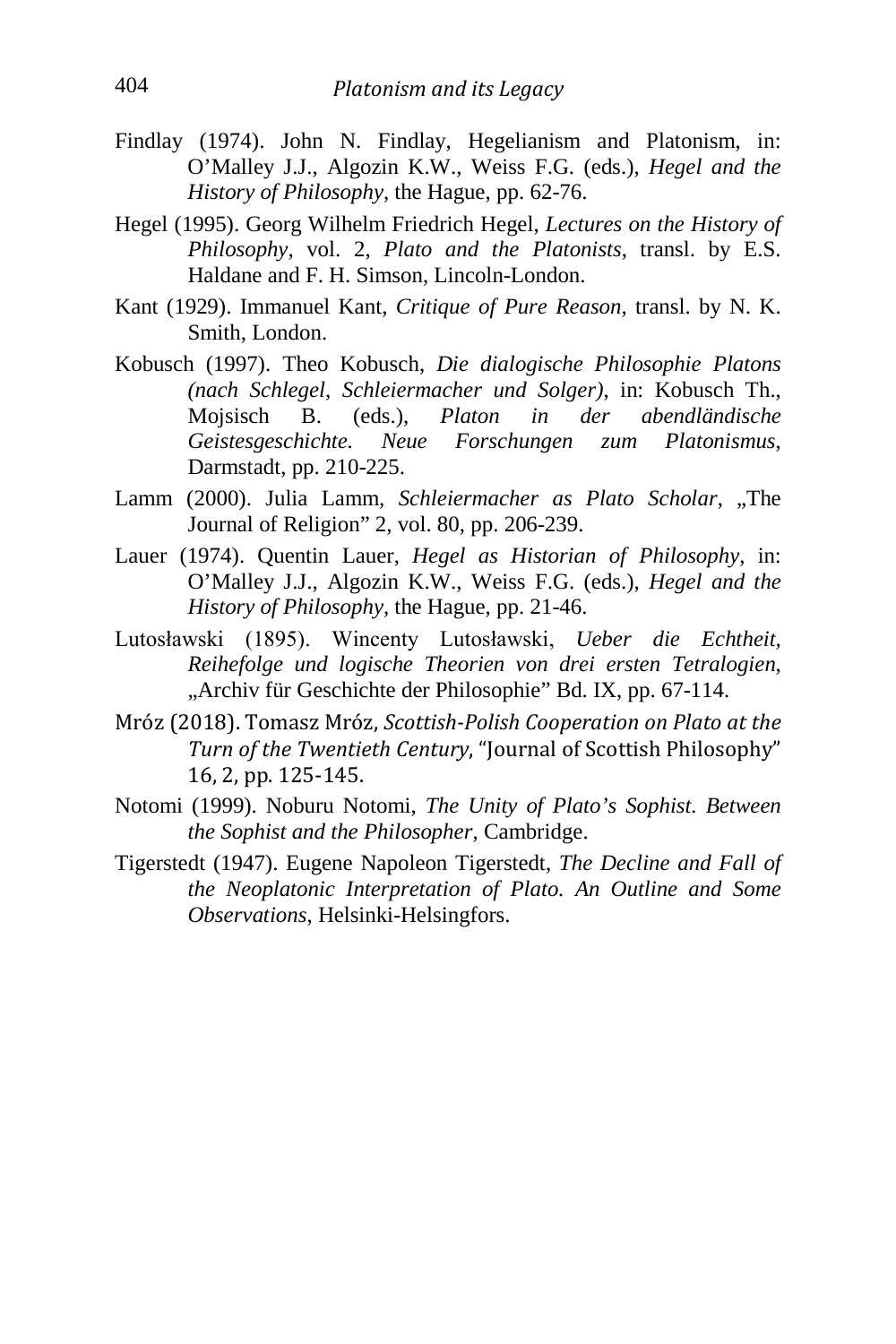Findlay (1974). John N. Findlay, Hegelianism and Platonism, in: O'Malley J.J., Algozin K.W., Weiss F.G. (eds.), *Hegel and the History of Philosophy*, the Hague, pp. 62-76.

Hegel (1995). Georg Wilhelm Friedrich Hegel, *Lectures on the History of Philosophy*, vol. 2, *Plato and the Platonists*, transl. by E.S. Haldane and F. H. Simson, Lincoln-London.

Kant (1929). Immanuel Kant, *Critique of Pure Reason*, transl. by N. K. Smith, London.

Kobusch (1997). Theo Kobusch, *Die dialogische Philosophie Platons (nach Schlegel, Schleiermacher und Solger)*, in: Kobusch Th., Mojsisch B. (eds.), *Platon in der abendländische Geistesgeschichte. Neue Forschungen zum Platonismus*, Darmstadt, pp. 210-225.

Lamm (2000). Julia Lamm, *Schleiermacher as Plato Scholar*, „The Journal of Religion" 2, vol. 80, pp. 206-239.

Lauer (1974). Quentin Lauer, *Hegel as Historian of Philosophy*, in: O'Malley J.J., Algozin K.W., Weiss F.G. (eds.), *Hegel and the History of Philosophy*, the Hague, pp. 21-46.

Lutosławski (1895). Wincenty Lutosławski, *Ueber die Echtheit, Reihefolge und logische Theorien von drei ersten Tetralogien*, „Archiv für Geschichte der Philosophie" Bd. IX, pp. 67-114.

Mróz (2018). Tomasz Mróz, *Scottish-Polish Cooperation on Plato at the Turn of the Twentieth Century*, "Journal of Scottish Philosophy" 16, 2, pp. 125-145.

Notomi (1999). Noburu Notomi, *The Unity of Plato's Sophist. Between the Sophist and the Philosopher*, Cambridge.

Tigerstedt (1947). Eugene Napoleon Tigerstedt, *The Decline and Fall of the Neoplatonic Interpretation of Plato. An Outline and Some Observations*, Helsinki-Helsingfors.